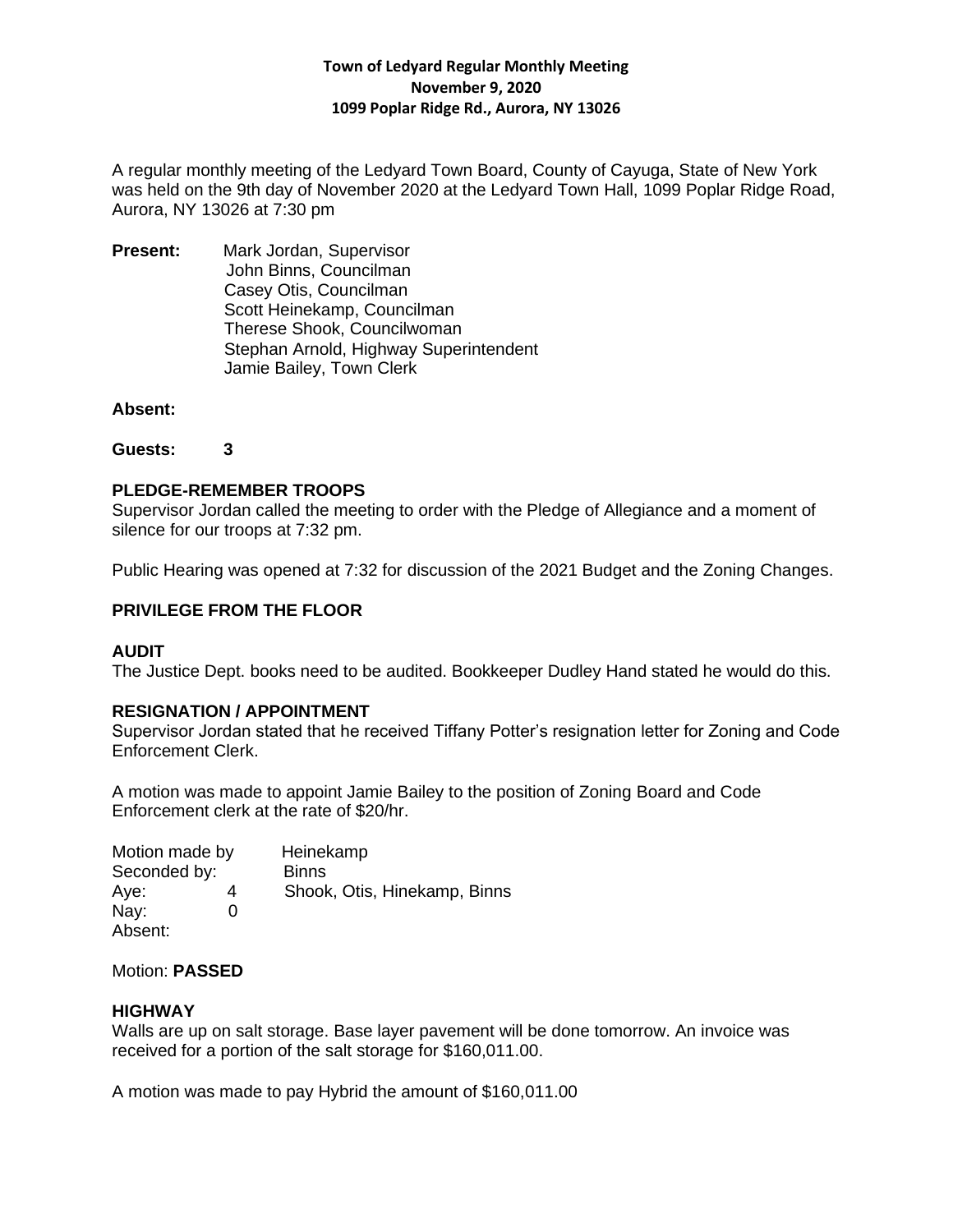**Town of Ledyard Regular Monthly Meeting**
**November 9, 2020**
**1099 Poplar Ridge Rd., Aurora, NY 13026**

A regular monthly meeting of the Ledyard Town Board, County of Cayuga, State of New York was held on the 9th day of November 2020 at the Ledyard Town Hall, 1099 Poplar Ridge Road, Aurora, NY 13026 at 7:30 pm

**Present:** Mark Jordan, Supervisor
John Binns, Councilman
Casey Otis, Councilman
Scott Heinekamp, Councilman
Therese Shook, Councilwoman
Stephan Arnold, Highway Superintendent
Jamie Bailey, Town Clerk

**Absent:**

**Guests: 3**

**PLEDGE-REMEMBER TROOPS**

Supervisor Jordan called the meeting to order with the Pledge of Allegiance and a moment of silence for our troops at 7:32 pm.

Public Hearing was opened at 7:32 for discussion of the 2021 Budget and the Zoning Changes.

**PRIVILEGE FROM THE FLOOR**

**AUDIT**

The Justice Dept. books need to be audited. Bookkeeper Dudley Hand stated he would do this.

**RESIGNATION / APPOINTMENT**

Supervisor Jordan stated that he received Tiffany Potter's resignation letter for Zoning and Code Enforcement Clerk.

A motion was made to appoint Jamie Bailey to the position of Zoning Board and Code Enforcement clerk at the rate of $20/hr.

Motion made by Heinekamp
Seconded by: Binns
Aye: 4 Shook, Otis, Hinekamp, Binns
Nay: 0
Absent:

Motion: **PASSED**

**HIGHWAY**

Walls are up on salt storage. Base layer pavement will be done tomorrow. An invoice was received for a portion of the salt storage for $160,011.00.

A motion was made to pay Hybrid the amount of $160,011.00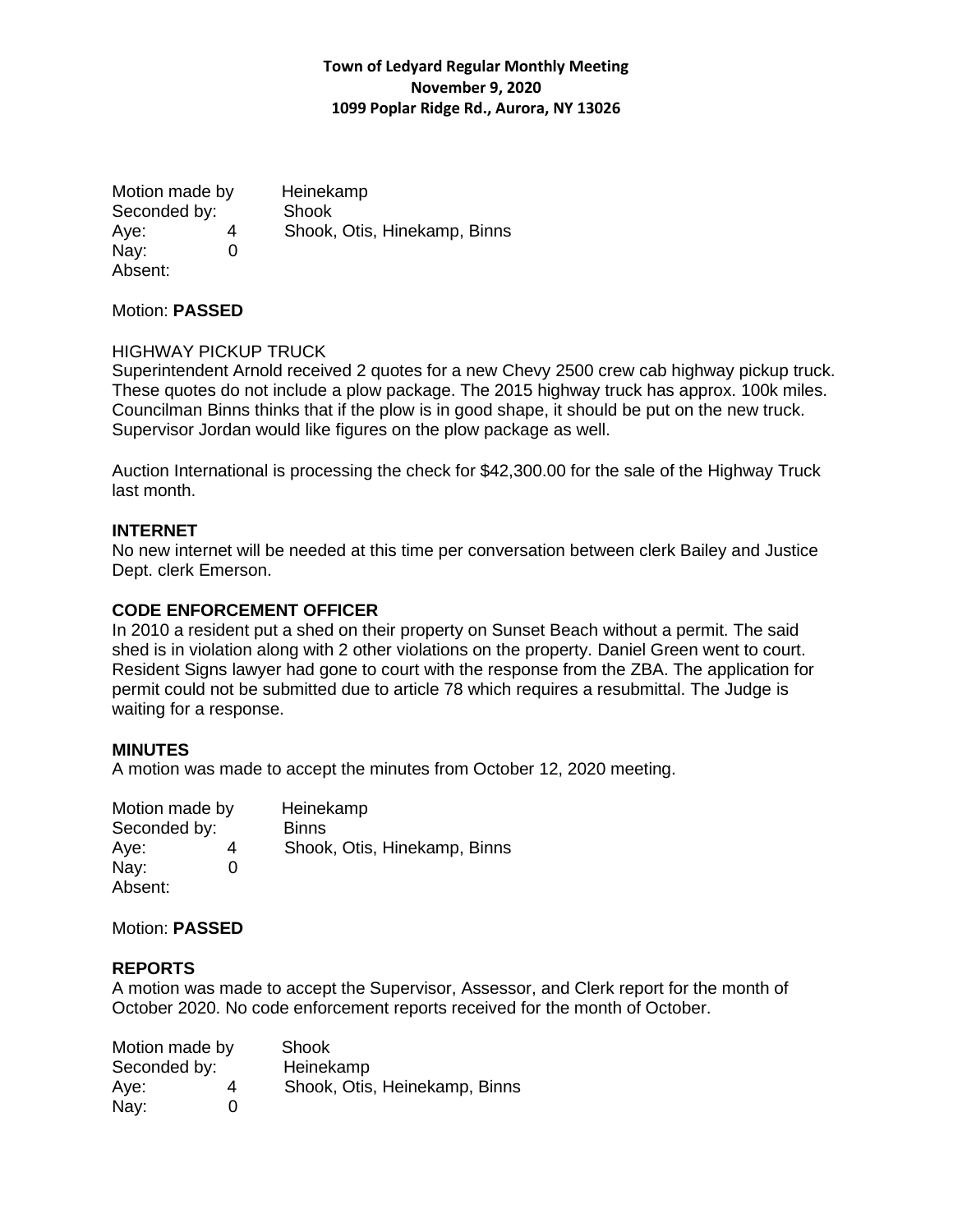**Town of Ledyard Regular Monthly Meeting**
**November 9, 2020**
**1099 Poplar Ridge Rd., Aurora, NY 13026**

| | | |
|---|---|---|
| Motion made by | | Heinekamp |
| Seconded by: | | Shook |
| Aye: | 4 | Shook, Otis, Hinekamp, Binns |
| Nay: | 0 | |
| Absent: | | |

Motion: **PASSED**

HIGHWAY PICKUP TRUCK

Superintendent Arnold received 2 quotes for a new Chevy 2500 crew cab highway pickup truck. These quotes do not include a plow package. The 2015 highway truck has approx. 100k miles. Councilman Binns thinks that if the plow is in good shape, it should be put on the new truck. Supervisor Jordan would like figures on the plow package as well.

Auction International is processing the check for $42,300.00 for the sale of the Highway Truck last month.

**INTERNET**

No new internet will be needed at this time per conversation between clerk Bailey and Justice Dept. clerk Emerson.

**CODE ENFORCEMENT OFFICER**

In 2010 a resident put a shed on their property on Sunset Beach without a permit. The said shed is in violation along with 2 other violations on the property. Daniel Green went to court. Resident Signs lawyer had gone to court with the response from the ZBA. The application for permit could not be submitted due to article 78 which requires a resubmittal. The Judge is waiting for a response.

**MINUTES**

A motion was made to accept the minutes from October 12, 2020 meeting.

| | | |
|---|---|---|
| Motion made by | | Heinekamp |
| Seconded by: | | Binns |
| Aye: | 4 | Shook, Otis, Hinekamp, Binns |
| Nay: | 0 | |
| Absent: | | |

Motion: **PASSED**

**REPORTS**

A motion was made to accept the Supervisor, Assessor, and Clerk report for the month of October 2020. No code enforcement reports received for the month of October.

| | | |
|---|---|---|
| Motion made by | | Shook |
| Seconded by: | | Heinekamp |
| Aye: | 4 | Shook, Otis, Heinekamp, Binns |
| Nay: | 0 | |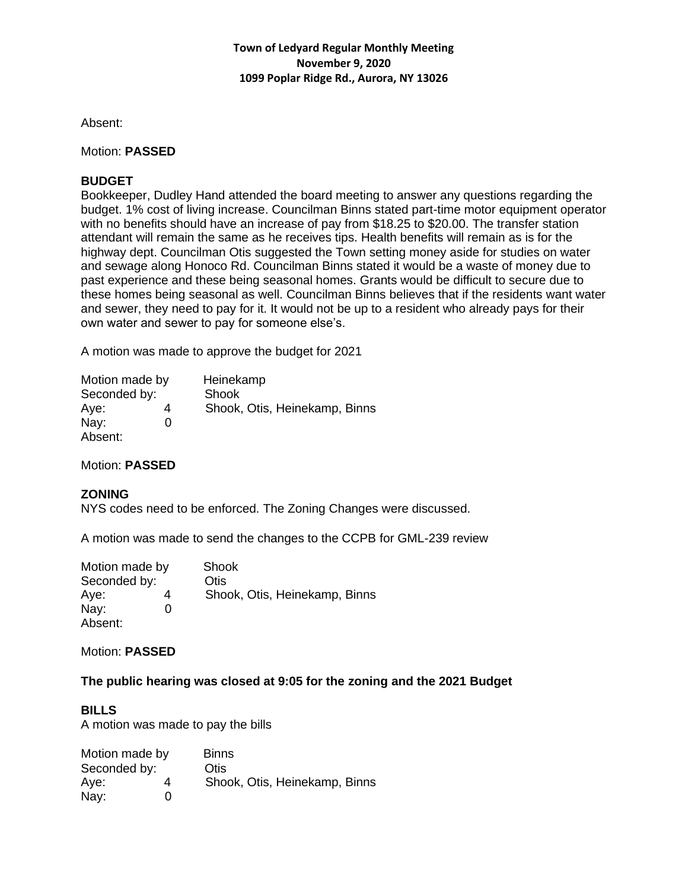**Town of Ledyard Regular Monthly Meeting**
**November 9, 2020**
**1099 Poplar Ridge Rd., Aurora, NY 13026**

Absent:

Motion: **PASSED**

**BUDGET**

Bookkeeper, Dudley Hand attended the board meeting to answer any questions regarding the budget. 1% cost of living increase. Councilman Binns stated part-time motor equipment operator with no benefits should have an increase of pay from $18.25 to $20.00. The transfer station attendant will remain the same as he receives tips. Health benefits will remain as is for the highway dept. Councilman Otis suggested the Town setting money aside for studies on water and sewage along Honoco Rd. Councilman Binns stated it would be a waste of money due to past experience and these being seasonal homes. Grants would be difficult to secure due to these homes being seasonal as well. Councilman Binns believes that if the residents want water and sewer, they need to pay for it. It would not be up to a resident who already pays for their own water and sewer to pay for someone else's.

A motion was made to approve the budget for 2021

| | | |
|---|---|---|
| Motion made by | | Heinekamp |
| Seconded by: | | Shook |
| Aye: | 4 | Shook, Otis, Heinekamp, Binns |
| Nay: | 0 | |
| Absent: | | |

Motion: **PASSED**

**ZONING**

NYS codes need to be enforced. The Zoning Changes were discussed.

A motion was made to send the changes to the CCPB for GML-239 review

| | | |
|---|---|---|
| Motion made by | | Shook |
| Seconded by: | | Otis |
| Aye: | 4 | Shook, Otis, Heinekamp, Binns |
| Nay: | 0 | |
| Absent: | | |

Motion: **PASSED**

**The public hearing was closed at 9:05 for the zoning and the 2021 Budget**

**BILLS**

A motion was made to pay the bills

| | | |
|---|---|---|
| Motion made by | | Binns |
| Seconded by: | | Otis |
| Aye: | 4 | Shook, Otis, Heinekamp, Binns |
| Nay: | 0 | |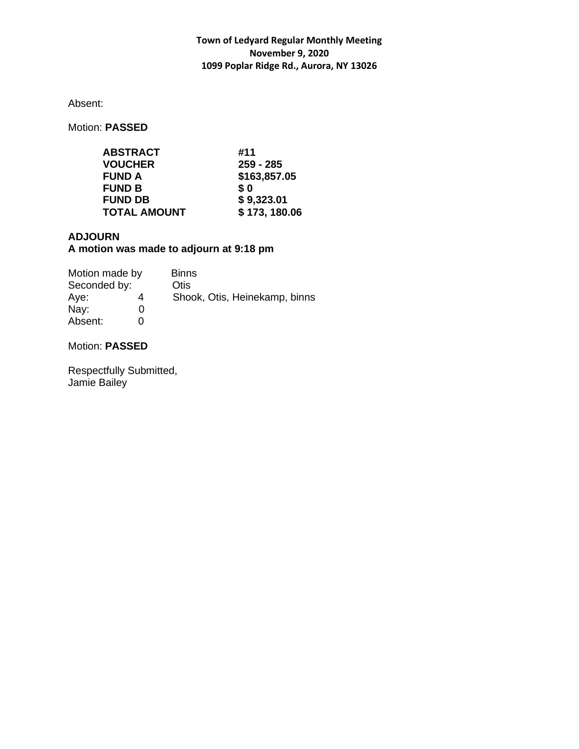**Town of Ledyard Regular Monthly Meeting**
**November 9, 2020**
**1099 Poplar Ridge Rd., Aurora, NY 13026**

Absent:

Motion: **PASSED**

| | |
|---|---|
| **ABSTRACT** | **#11** |
| **VOUCHER** | **259 - 285** |
| **FUND A** | **$163,857.05** |
| **FUND B** | **$ 0** |
| **FUND DB** | **$ 9,323.01** |
| **TOTAL AMOUNT** | **$ 173, 180.06** |

**ADJOURN**
**A motion was made to adjourn at 9:18 pm**

| | | |
|---|---|---|
| Motion made by | | Binns |
| Seconded by: | | Otis |
| Aye: | 4 | Shook, Otis, Heinekamp, binns |
| Nay: | 0 | |
| Absent: | 0 | |

Motion: **PASSED**

Respectfully Submitted,
Jamie Bailey